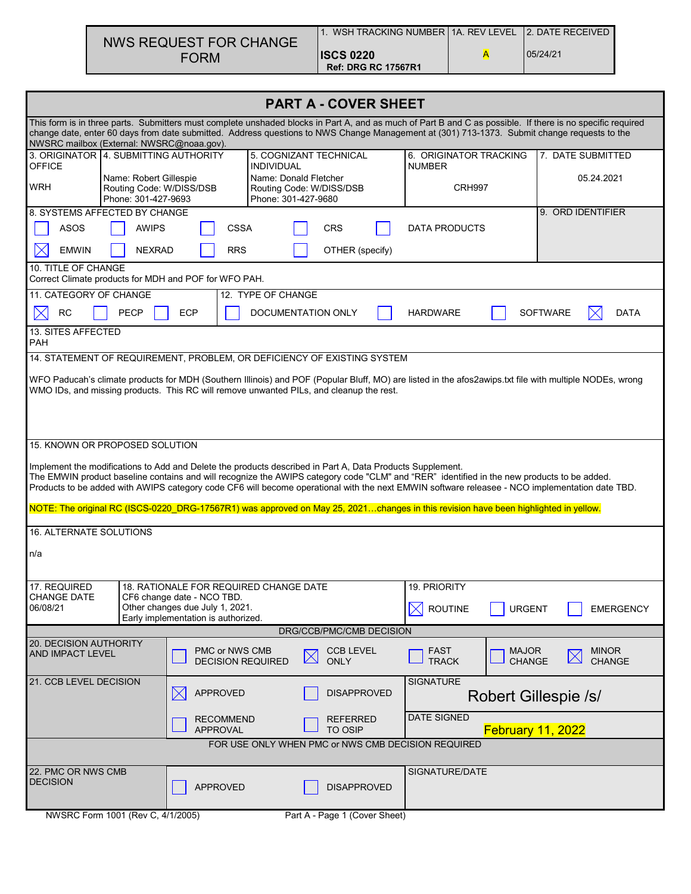# NWS REQUEST FOR CHANGE FORM

| 1. WSH TRACKING NUMBER | 1A. REV LEVEL | 2. DATE RECEIVED |
|---|---|---|
| **ISCS 0220** **Ref: DRG RC 17567R1** | A | 05/24/21 |

## PART A - COVER SHEET

This form is in three parts. Submitters must complete unshaded blocks in Part A, and as much of Part B and C as possible. If there is no specific required change date, enter 60 days from date submitted. Address questions to NWS Change Management at (301) 713-1373. Submit change requests to the NWSRC mailbox (External: NWSRC@noaa.gov).

| 3. ORIGINATOR OFFICE | 4. SUBMITTING AUTHORITY | 5. COGNIZANT TECHNICAL INDIVIDUAL | 6. ORIGINATOR TRACKING NUMBER | 7. DATE SUBMITTED |
|---|---|---|---|---|
| WRH | Name: Robert Gillespie<br>Routing Code: W/DISS/DSB<br>Phone: 301-427-9693 | Name: Donald Fletcher<br>Routing Code: W/DISS/DSB<br>Phone: 301-427-9680 | CRH997 | 05.24.2021 |

**8. SYSTEMS AFFECTED BY CHANGE**

- [ ] ASOS
- [ ] AWIPS
- [ ] CSSA
- [ ] CRS
- [ ] DATA PRODUCTS
- [x] EMWIN
- [ ] NEXRAD
- [ ] RRS
- [ ] OTHER (specify)

**9. ORD IDENTIFIER**

**10. TITLE OF CHANGE**
Correct Climate products for MDH and POF for WFO PAH.

**11. CATEGORY OF CHANGE**

- [x] RC
- [ ] PECP
- [ ] ECP

**12. TYPE OF CHANGE**

- [ ] DOCUMENTATION ONLY
- [ ] HARDWARE
- [ ] SOFTWARE
- [x] DATA

**13. SITES AFFECTED**
PAH

**14. STATEMENT OF REQUIREMENT, PROBLEM, OR DEFICIENCY OF EXISTING SYSTEM**

WFO Paducah's climate products for MDH (Southern Illinois) and POF (Popular Bluff, MO) are listed in the afos2awips.txt file with multiple NODEs, wrong WMO IDs, and missing products. This RC will remove unwanted PILs, and cleanup the rest.

**15. KNOWN OR PROPOSED SOLUTION**

Implement the modifications to Add and Delete the products described in Part A, Data Products Supplement.
The EMWIN product baseline contains and will recognize the AWIPS category code "CLM" and "RER" identified in the new products to be added.
Products to be added with AWIPS category code CF6 will become operational with the next EMWIN software releasee - NCO implementation date TBD.

NOTE: The original RC (ISCS-0220_DRG-17567R1) was approved on May 25, 2021…changes in this revision have been highlighted in yellow.

**16. ALTERNATE SOLUTIONS**

n/a

**17. REQUIRED CHANGE DATE**
06/08/21

**18. RATIONALE FOR REQUIRED CHANGE DATE**
CF6 change date - NCO TBD.
Other changes due July 1, 2021.
Early implementation is authorized.

**19. PRIORITY**

- [x] ROUTINE
- [ ] URGENT
- [ ] EMERGENCY

### DRG/CCB/PMC/CMB DECISION

**20. DECISION AUTHORITY AND IMPACT LEVEL**

- [ ] PMC or NWS CMB DECISION REQUIRED
- [x] CCB LEVEL ONLY
- [ ] FAST TRACK
- [ ] MAJOR CHANGE
- [x] MINOR CHANGE

**21. CCB LEVEL DECISION**

- [x] APPROVED
- [ ] DISAPPROVED
- [ ] RECOMMEND APPROVAL
- [ ] REFERRED TO OSIP

SIGNATURE: Robert Gillespie /s/

DATE SIGNED: February 11, 2022

### FOR USE ONLY WHEN PMC or NWS CMB DECISION REQUIRED

**22. PMC OR NWS CMB DECISION**

- [ ] APPROVED
- [ ] DISAPPROVED

SIGNATURE/DATE

NWSRC Form 1001 (Rev C, 4/1/2005) Part A - Page 1 (Cover Sheet)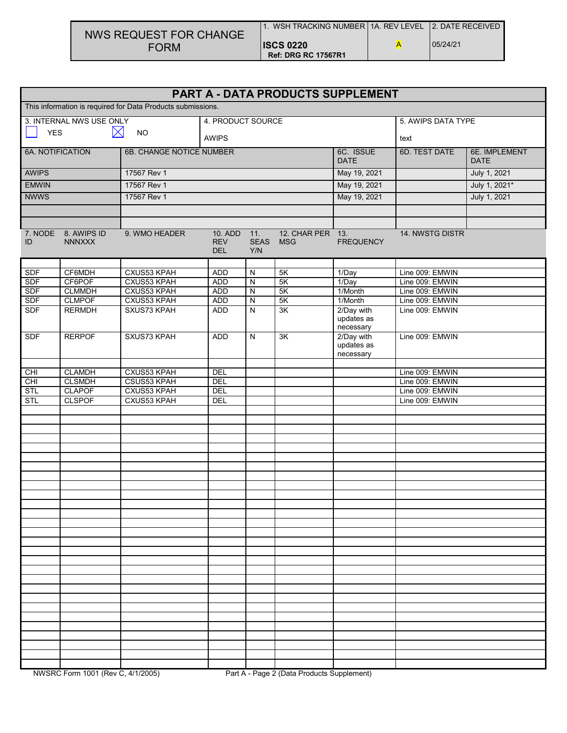| NWS REQUEST FOR CHANGE FORM | 1. WSH TRACKING NUMBER | 1A. REV LEVEL | 2. DATE RECEIVED |
|---|---|---|---|
| | **ISCS 0220** **Ref: DRG RC 17567R1** | A | 05/24/21 |

## PART A - DATA PRODUCTS SUPPLEMENT

This information is required for Data Products submissions.

| 3. INTERNAL NWS USE ONLY | 4. PRODUCT SOURCE | 5. AWIPS DATA TYPE |
|---|---|---|
| ☐ YES ☒ NO | AWIPS | text |

| 6A. NOTIFICATION | 6B. CHANGE NOTICE NUMBER | 6C. ISSUE DATE | 6D. TEST DATE | 6E. IMPLEMENT DATE |
|---|---|---|---|---|
| AWIPS | 17567 Rev 1 | May 19, 2021 | | July 1, 2021 |
| EMWIN | 17567 Rev 1 | May 19, 2021 | | July 1, 2021* |
| NWWS | 17567 Rev 1 | May 19, 2021 | | July 1, 2021 |

| 7. NODE ID | 8. AWIPS ID NNNXXX | 9. WMO HEADER | 10. ADD REV DEL | 11. SEAS Y/N | 12. CHAR PER MSG | 13. FREQUENCY | 14. NWSTG DISTR |
|---|---|---|---|---|---|---|---|
| SDF | CF6MDH | CXUS53 KPAH | ADD | N | 5K | 1/Day | Line 009: EMWIN |
| SDF | CF6POF | CXUS53 KPAH | ADD | N | 5K | 1/Day | Line 009: EMWIN |
| SDF | CLMMDH | CXUS53 KPAH | ADD | N | 5K | 1/Month | Line 009: EMWIN |
| SDF | CLMPOF | CXUS53 KPAH | ADD | N | 5K | 1/Month | Line 009: EMWIN |
| SDF | RERMDH | SXUS73 KPAH | ADD | N | 3K | 2/Day with updates as necessary | Line 009: EMWIN |
| SDF | RERPOF | SXUS73 KPAH | ADD | N | 3K | 2/Day with updates as necessary | Line 009: EMWIN |
| | | | | | | | |
| CHI | CLAMDH | CXUS53 KPAH | DEL | | | | Line 009: EMWIN |
| CHI | CLSMDH | CSUS53 KPAH | DEL | | | | Line 009: EMWIN |
| STL | CLAPOF | CXUS53 KPAH | DEL | | | | Line 009: EMWIN |
| STL | CLSPOF | CXUS53 KPAH | DEL | | | | Line 009: EMWIN |

NWSRC Form 1001 (Rev C, 4/1/2005) Part A - Page 2 (Data Products Supplement)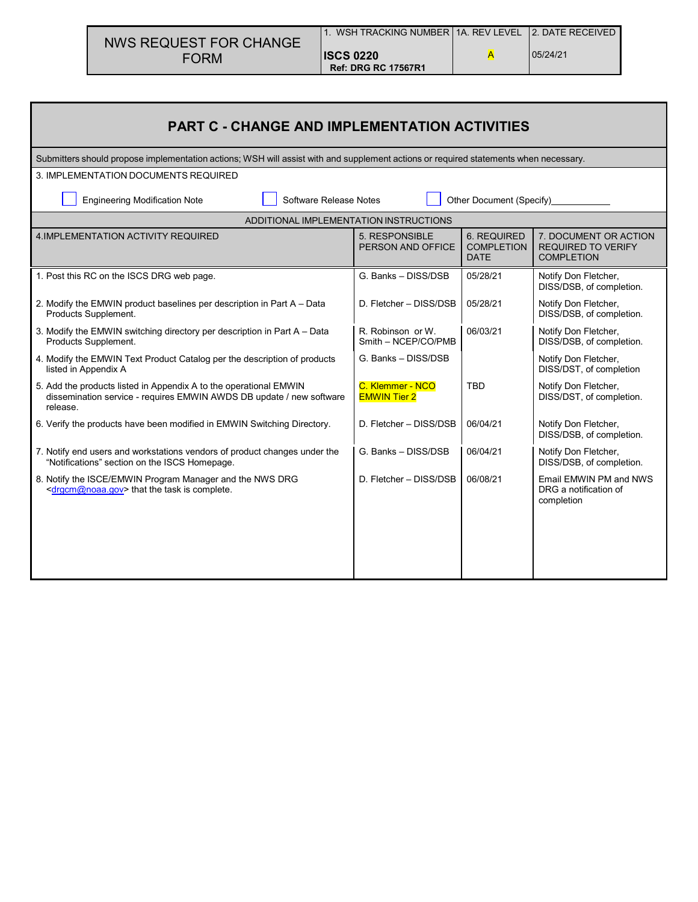| NWS REQUEST FOR CHANGE FORM | 1. WSH TRACKING NUMBER | 1A. REV LEVEL | 2. DATE RECEIVED |
|---|---|---|---|
| | **ISCS 0220** **Ref: DRG RC 17567R1** | A | 05/24/21 |

# PART C - CHANGE AND IMPLEMENTATION ACTIVITIES

Submitters should propose implementation actions; WSH will assist with and supplement actions or required statements when necessary.

3. IMPLEMENTATION DOCUMENTS REQUIRED

☐ Engineering Modification Note ☐ Software Release Notes ☐ Other Document (Specify)___________

ADDITIONAL IMPLEMENTATION INSTRUCTIONS

| 4.IMPLEMENTATION ACTIVITY REQUIRED | 5. RESPONSIBLE PERSON AND OFFICE | 6. REQUIRED COMPLETION DATE | 7. DOCUMENT OR ACTION REQUIRED TO VERIFY COMPLETION |
|---|---|---|---|
| 1. Post this RC on the ISCS DRG web page. | G. Banks – DISS/DSB | 05/28/21 | Notify Don Fletcher, DISS/DSB, of completion. |
| 2. Modify the EMWIN product baselines per description in Part A – Data Products Supplement. | D. Fletcher – DISS/DSB | 05/28/21 | Notify Don Fletcher, DISS/DSB, of completion. |
| 3. Modify the EMWIN switching directory per description in Part A – Data Products Supplement. | R. Robinson or W. Smith – NCEP/CO/PMB | 06/03/21 | Notify Don Fletcher, DISS/DSB, of completion. |
| 4. Modify the EMWIN Text Product Catalog per the description of products listed in Appendix A | G. Banks – DISS/DSB | | Notify Don Fletcher, DISS/DST, of completion |
| 5. Add the products listed in Appendix A to the operational EMWIN dissemination service - requires EMWIN AWDS DB update / new software release. | C. Klemmer - NCO EMWIN Tier 2 | TBD | Notify Don Fletcher, DISS/DST, of completion. |
| 6. Verify the products have been modified in EMWIN Switching Directory. | D. Fletcher – DISS/DSB | 06/04/21 | Notify Don Fletcher, DISS/DSB, of completion. |
| 7. Notify end users and workstations vendors of product changes under the "Notifications" section on the ISCS Homepage. | G. Banks – DISS/DSB | 06/04/21 | Notify Don Fletcher, DISS/DSB, of completion. |
| 8. Notify the ISCE/EMWIN Program Manager and the NWS DRG <drgcm@noaa.gov> that the task is complete. | D. Fletcher – DISS/DSB | 06/08/21 | Email EMWIN PM and NWS DRG a notification of completion |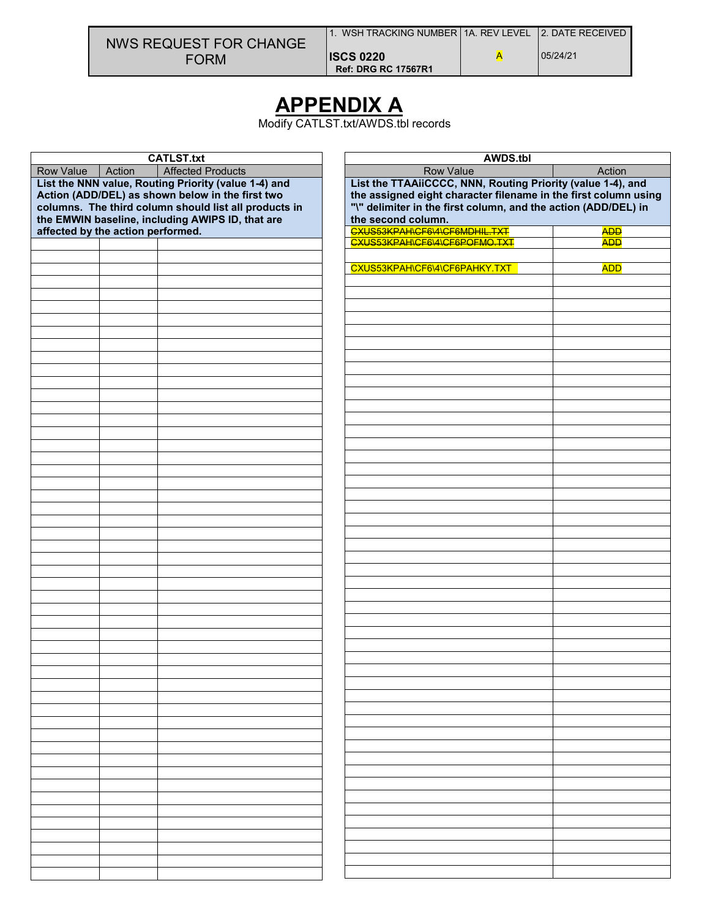| NWS REQUEST FOR CHANGE FORM | 1. WSH TRACKING NUMBER | 1A. REV LEVEL | 2. DATE RECEIVED |
|---|---|---|---|
| | ISCS 0220<br>Ref: DRG RC 17567R1 | A | 05/24/21 |

# APPENDIX A

Modify CATLST.txt/AWDS.tbl records

| CATLST.txt | | |
|---|---|---|
| Row Value | Action | Affected Products |
| **List the NNN value, Routing Priority (value 1-4) and Action (ADD/DEL) as shown below in the first two columns. The third column should list all products in the EMWIN baseline, including AWIPS ID, that are affected by the action performed.** | | |

| AWDS.tbl | |
|---|---|
| Row Value | Action |
| **List the TTAAiiCCCC, NNN, Routing Priority (value 1-4), and the assigned eight character filename in the first column using "\" delimiter in the first column, and the action (ADD/DEL) in the second column.** | |
| ~~CXUS53KPAH\CF6\4\CF6MDHIL.TXT~~ | ~~ADD~~ |
| ~~CXUS53KPAH\CF6\4\CF6POFMO.TXT~~ | ~~ADD~~ |
| | |
| CXUS53KPAH\CF6\4\CF6PAHKY.TXT | ADD |